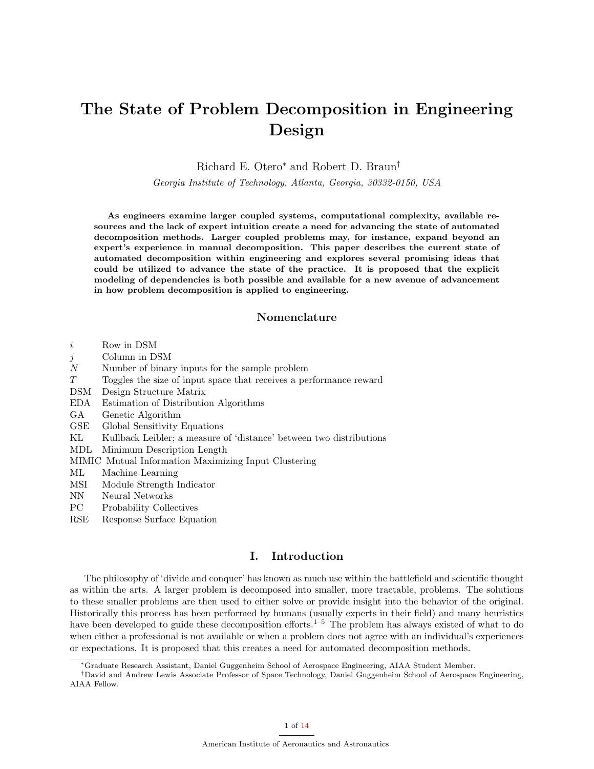# The State of Problem Decomposition in Engineering Design

Richard E. Otero[*] and Robert D. Braun[†]

*Georgia Institute of Technology, Atlanta, Georgia, 30332-0150, USA*

**As engineers examine larger coupled systems, computational complexity, available resources and the lack of expert intuition create a need for advancing the state of automated decomposition methods. Larger coupled problems may, for instance, expand beyond an expert's experience in manual decomposition. This paper describes the current state of automated decomposition within engineering and explores several promising ideas that could be utilized to advance the state of the practice. It is proposed that the explicit modeling of dependencies is both possible and available for a new avenue of advancement in how problem decomposition is applied to engineering.**

## Nomenclature

| | |
|---|---|
| $i$ | Row in DSM |
| $j$ | Column in DSM |
| $N$ | Number of binary inputs for the sample problem |
| $T$ | Toggles the size of input space that receives a performance reward |
| DSM | Design Structure Matrix |
| EDA | Estimation of Distribution Algorithms |
| GA | Genetic Algorithm |
| GSE | Global Sensitivity Equations |
| KL | Kullback Leibler; a measure of 'distance' between two distributions |
| MDL | Minimum Description Length |
| MIMIC | Mutual Information Maximizing Input Clustering |
| ML | Machine Learning |
| MSI | Module Strength Indicator |
| NN | Neural Networks |
| PC | Probability Collectives |
| RSE | Response Surface Equation |

## I. Introduction

The philosophy of 'divide and conquer' has known as much use within the battlefield and scientific thought as within the arts. A larger problem is decomposed into smaller, more tractable, problems. The solutions to these smaller problems are then used to either solve or provide insight into the behavior of the original. Historically this process has been performed by humans (usually experts in their field) and many heuristics have been developed to guide these decomposition efforts.[1–5] The problem has always existed of what to do when either a professional is not available or when a problem does not agree with an individual's experiences or expectations. It is proposed that this creates a need for automated decomposition methods.

---

[*] Graduate Research Assistant, Daniel Guggenheim School of Aerospace Engineering, AIAA Student Member.

[†] David and Andrew Lewis Associate Professor of Space Technology, Daniel Guggenheim School of Aerospace Engineering, AIAA Fellow.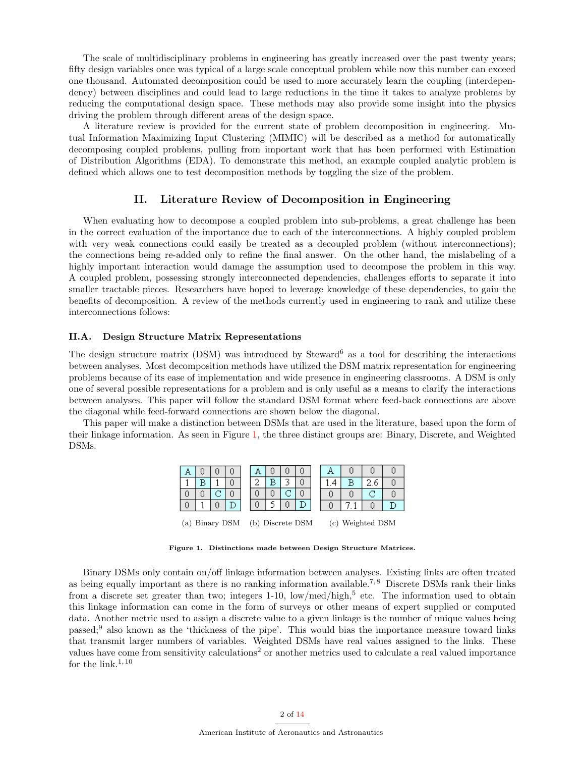The scale of multidisciplinary problems in engineering has greatly increased over the past twenty years; fifty design variables once was typical of a large scale conceptual problem while now this number can exceed one thousand. Automated decomposition could be used to more accurately learn the coupling (interdependency) between disciplines and could lead to large reductions in the time it takes to analyze problems by reducing the computational design space. These methods may also provide some insight into the physics driving the problem through different areas of the design space.

A literature review is provided for the current state of problem decomposition in engineering. Mutual Information Maximizing Input Clustering (MIMIC) will be described as a method for automatically decomposing coupled problems, pulling from important work that has been performed with Estimation of Distribution Algorithms (EDA). To demonstrate this method, an example coupled analytic problem is defined which allows one to test decomposition methods by toggling the size of the problem.

## II. Literature Review of Decomposition in Engineering

When evaluating how to decompose a coupled problem into sub-problems, a great challenge has been in the correct evaluation of the importance due to each of the interconnections. A highly coupled problem with very weak connections could easily be treated as a decoupled problem (without interconnections); the connections being re-added only to refine the final answer. On the other hand, the mislabeling of a highly important interaction would damage the assumption used to decompose the problem in this way. A coupled problem, possessing strongly interconnected dependencies, challenges efforts to separate it into smaller tractable pieces. Researchers have hoped to leverage knowledge of these dependencies, to gain the benefits of decomposition. A review of the methods currently used in engineering to rank and utilize these interconnections follows:

### II.A. Design Structure Matrix Representations

The design structure matrix (DSM) was introduced by Steward[6] as a tool for describing the interactions between analyses. Most decomposition methods have utilized the DSM matrix representation for engineering problems because of its ease of implementation and wide presence in engineering classrooms. A DSM is only one of several possible representations for a problem and is only useful as a means to clarify the interactions between analyses. This paper will follow the standard DSM format where feed-back connections are above the diagonal while feed-forward connections are shown below the diagonal.

This paper will make a distinction between DSMs that are used in the literature, based upon the form of their linkage information. As seen in Figure 1, the three distinct groups are: Binary, Discrete, and Weighted DSMs.

| | | | |
|---|---|---|---|
| A | 0 | 0 | 0 |
| 1 | B | 1 | 0 |
| 0 | 0 | C | 0 |
| 0 | 1 | 0 | D |

(a) Binary DSM

| | | | |
|---|---|---|---|
| A | 0 | 0 | 0 |
| 2 | B | 3 | 0 |
| 0 | 0 | C | 0 |
| 0 | 5 | 0 | D |

(b) Discrete DSM

| | | | |
|---|---|---|---|
| A | 0 | 0 | 0 |
| 1.4 | B | 2.6 | 0 |
| 0 | 0 | C | 0 |
| 0 | 7.1 | 0 | D |

(c) Weighted DSM

**Figure 1. Distinctions made between Design Structure Matrices.**

Binary DSMs only contain on/off linkage information between analyses. Existing links are often treated as being equally important as there is no ranking information available.[7,8] Discrete DSMs rank their links from a discrete set greater than two; integers 1-10, low/med/high,[5] etc. The information used to obtain this linkage information can come in the form of surveys or other means of expert supplied or computed data. Another metric used to assign a discrete value to a given linkage is the number of unique values being passed;[9] also known as the 'thickness of the pipe'. This would bias the importance measure toward links that transmit larger numbers of variables. Weighted DSMs have real values assigned to the links. These values have come from sensitivity calculations[2] or another metrics used to calculate a real valued importance for the link.[1,10]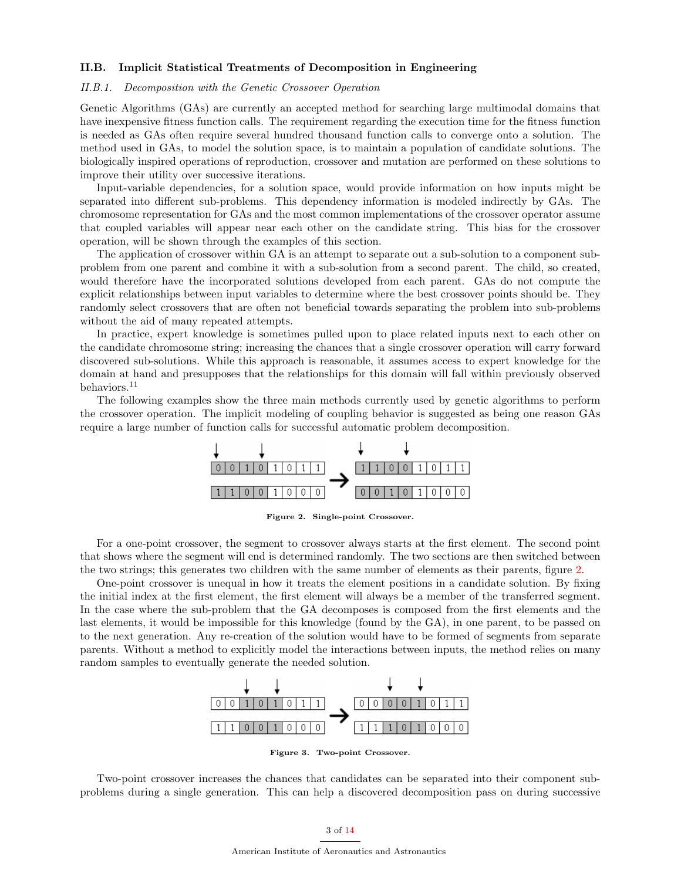### II.B. Implicit Statistical Treatments of Decomposition in Engineering

#### *II.B.1. Decomposition with the Genetic Crossover Operation*

Genetic Algorithms (GAs) are currently an accepted method for searching large multimodal domains that have inexpensive fitness function calls. The requirement regarding the execution time for the fitness function is needed as GAs often require several hundred thousand function calls to converge onto a solution. The method used in GAs, to model the solution space, is to maintain a population of candidate solutions. The biologically inspired operations of reproduction, crossover and mutation are performed on these solutions to improve their utility over successive iterations.

Input-variable dependencies, for a solution space, would provide information on how inputs might be separated into different sub-problems. This dependency information is modeled indirectly by GAs. The chromosome representation for GAs and the most common implementations of the crossover operator assume that coupled variables will appear near each other on the candidate string. This bias for the crossover operation, will be shown through the examples of this section.

The application of crossover within GA is an attempt to separate out a sub-solution to a component sub-problem from one parent and combine it with a sub-solution from a second parent. The child, so created, would therefore have the incorporated solutions developed from each parent. GAs do not compute the explicit relationships between input variables to determine where the best crossover points should be. They randomly select crossovers that are often not beneficial towards separating the problem into sub-problems without the aid of many repeated attempts.

In practice, expert knowledge is sometimes pulled upon to place related inputs next to each other on the candidate chromosome string; increasing the chances that a single crossover operation will carry forward discovered sub-solutions. While this approach is reasonable, it assumes access to expert knowledge for the domain at hand and presupposes that the relationships for this domain will fall within previously observed behaviors.[11]

The following examples show the three main methods currently used by genetic algorithms to perform the crossover operation. The implicit modeling of coupling behavior is suggested as being one reason GAs require a large number of function calls for successful automatic problem decomposition.

| 0 | 0 | 1 | 0 | 1 | 0 | 1 | 1 |
|---|---|---|---|---|---|---|---|
| 1 | 1 | 0 | 0 | 1 | 0 | 0 | 0 |

→

| 1 | 1 | 0 | 0 | 1 | 0 | 1 | 1 |
|---|---|---|---|---|---|---|---|
| 0 | 0 | 1 | 0 | 1 | 0 | 0 | 0 |

**Figure 2. Single-point Crossover.**

For a one-point crossover, the segment to crossover always starts at the first element. The second point that shows where the segment will end is determined randomly. The two sections are then switched between the two strings; this generates two children with the same number of elements as their parents, figure 2.

One-point crossover is unequal in how it treats the element positions in a candidate solution. By fixing the initial index at the first element, the first element will always be a member of the transferred segment. In the case where the sub-problem that the GA decomposes is composed from the first elements and the last elements, it would be impossible for this knowledge (found by the GA), in one parent, to be passed on to the next generation. Any re-creation of the solution would have to be formed of segments from separate parents. Without a method to explicitly model the interactions between inputs, the method relies on many random samples to eventually generate the needed solution.

| 0 | 0 | 1 | 0 | 1 | 0 | 1 | 1 |
|---|---|---|---|---|---|---|---|
| 1 | 1 | 0 | 0 | 1 | 0 | 0 | 0 |

→

| 0 | 0 | 0 | 0 | 1 | 0 | 1 | 1 |
|---|---|---|---|---|---|---|---|
| 1 | 1 | 1 | 0 | 1 | 0 | 0 | 0 |

**Figure 3. Two-point Crossover.**

Two-point crossover increases the chances that candidates can be separated into their component sub-problems during a single generation. This can help a discovered decomposition pass on during successive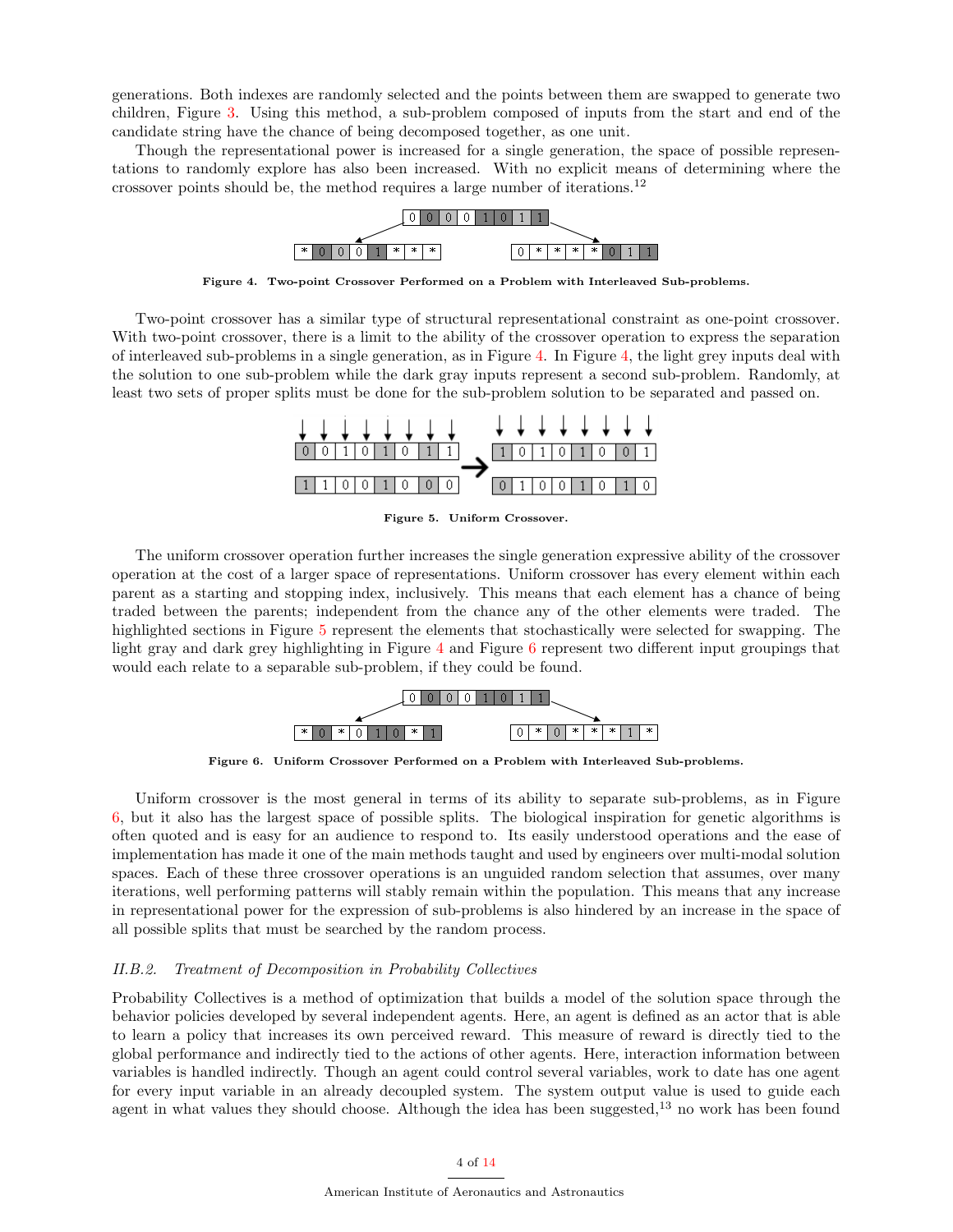generations. Both indexes are randomly selected and the points between them are swapped to generate two children, Figure 3. Using this method, a sub-problem composed of inputs from the start and end of the candidate string have the chance of being decomposed together, as one unit.

Though the representational power is increased for a single generation, the space of possible representations to randomly explore has also been increased. With no explicit means of determining where the crossover points should be, the method requires a large number of iterations.[12]

**Figure 4. Two-point Crossover Performed on a Problem with Interleaved Sub-problems.**

Two-point crossover has a similar type of structural representational constraint as one-point crossover. With two-point crossover, there is a limit to the ability of the crossover operation to express the separation of interleaved sub-problems in a single generation, as in Figure 4. In Figure 4, the light grey inputs deal with the solution to one sub-problem while the dark gray inputs represent a second sub-problem. Randomly, at least two sets of proper splits must be done for the sub-problem solution to be separated and passed on.

**Figure 5. Uniform Crossover.**

The uniform crossover operation further increases the single generation expressive ability of the crossover operation at the cost of a larger space of representations. Uniform crossover has every element within each parent as a starting and stopping index, inclusively. This means that each element has a chance of being traded between the parents; independent from the chance any of the other elements were traded. The highlighted sections in Figure 5 represent the elements that stochastically were selected for swapping. The light gray and dark grey highlighting in Figure 4 and Figure 6 represent two different input groupings that would each relate to a separable sub-problem, if they could be found.

**Figure 6. Uniform Crossover Performed on a Problem with Interleaved Sub-problems.**

Uniform crossover is the most general in terms of its ability to separate sub-problems, as in Figure 6, but it also has the largest space of possible splits. The biological inspiration for genetic algorithms is often quoted and is easy for an audience to respond to. Its easily understood operations and the ease of implementation has made it one of the main methods taught and used by engineers over multi-modal solution spaces. Each of these three crossover operations is an unguided random selection that assumes, over many iterations, well performing patterns will stably remain within the population. This means that any increase in representational power for the expression of sub-problems is also hindered by an increase in the space of all possible splits that must be searched by the random process.

#### *II.B.2. Treatment of Decomposition in Probability Collectives*

Probability Collectives is a method of optimization that builds a model of the solution space through the behavior policies developed by several independent agents. Here, an agent is defined as an actor that is able to learn a policy that increases its own perceived reward. This measure of reward is directly tied to the global performance and indirectly tied to the actions of other agents. Here, interaction information between variables is handled indirectly. Though an agent could control several variables, work to date has one agent for every input variable in an already decoupled system. The system output value is used to guide each agent in what values they should choose. Although the idea has been suggested,[13] no work has been found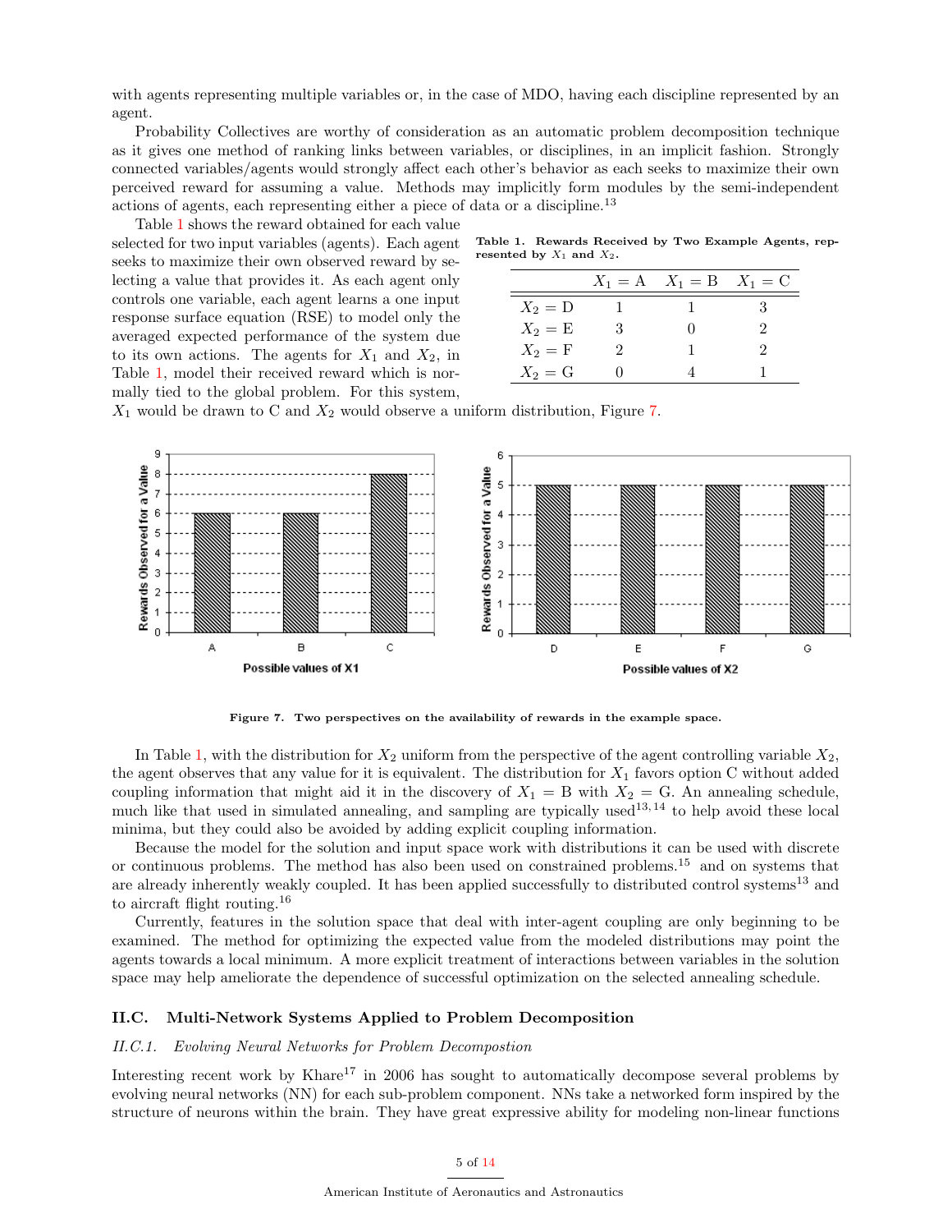with agents representing multiple variables or, in the case of MDO, having each discipline represented by an agent.

Probability Collectives are worthy of consideration as an automatic problem decomposition technique as it gives one method of ranking links between variables, or disciplines, in an implicit fashion. Strongly connected variables/agents would strongly affect each other's behavior as each seeks to maximize their own perceived reward for assuming a value. Methods may implicitly form modules by the semi-independent actions of agents, each representing either a piece of data or a discipline.[13]

Table 1 shows the reward obtained for each value selected for two input variables (agents). Each agent seeks to maximize their own observed reward by selecting a value that provides it. As each agent only controls one variable, each agent learns a one input response surface equation (RSE) to model only the averaged expected performance of the system due to its own actions. The agents for $X_1$ and $X_2$, in Table 1, model their received reward which is normally tied to the global problem. For this system, $X_1$ would be drawn to C and $X_2$ would observe a uniform distribution, Figure 7.

**Table 1. Rewards Received by Two Example Agents, represented by $X_1$ and $X_2$.**

| | $X_1$ = A | $X_1$ = B | $X_1$ = C |
|---|---|---|---|
| $X_2$ = D | 1 | 1 | 3 |
| $X_2$ = E | 3 | 0 | 2 |
| $X_2$ = F | 2 | 1 | 2 |
| $X_2$ = G | 0 | 4 | 1 |

**Figure 7. Two perspectives on the availability of rewards in the example space.**

In Table 1, with the distribution for $X_2$ uniform from the perspective of the agent controlling variable $X_2$, the agent observes that any value for it is equivalent. The distribution for $X_1$ favors option C without added coupling information that might aid it in the discovery of $X_1$ = B with $X_2$ = G. An annealing schedule, much like that used in simulated annealing, and sampling are typically used[13,14] to help avoid these local minima, but they could also be avoided by adding explicit coupling information.

Because the model for the solution and input space work with distributions it can be used with discrete or continuous problems. The method has also been used on constrained problems.[15] and on systems that are already inherently weakly coupled. It has been applied successfully to distributed control systems[13] and to aircraft flight routing.[16]

Currently, features in the solution space that deal with inter-agent coupling are only beginning to be examined. The method for optimizing the expected value from the modeled distributions may point the agents towards a local minimum. A more explicit treatment of interactions between variables in the solution space may help ameliorate the dependence of successful optimization on the selected annealing schedule.

## II.C. Multi-Network Systems Applied to Problem Decomposition

### *II.C.1. Evolving Neural Networks for Problem Decompostion*

Interesting recent work by Khare[17] in 2006 has sought to automatically decompose several problems by evolving neural networks (NN) for each sub-problem component. NNs take a networked form inspired by the structure of neurons within the brain. They have great expressive ability for modeling non-linear functions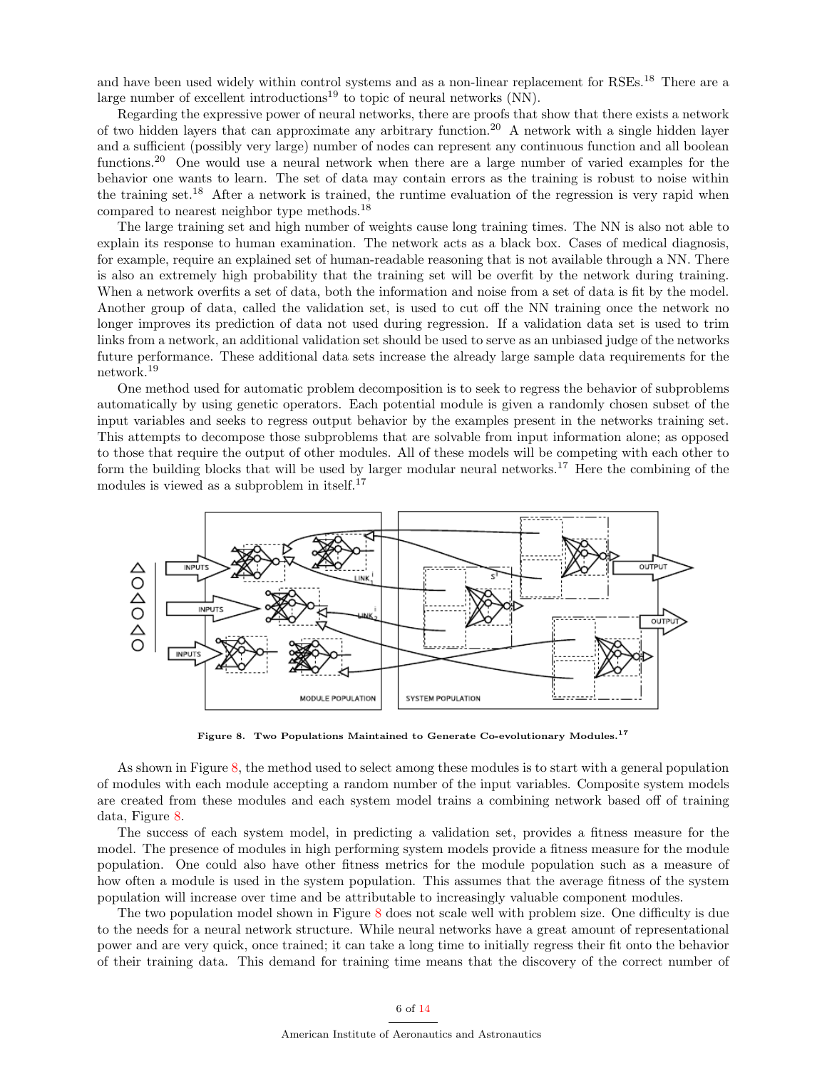and have been used widely within control systems and as a non-linear replacement for RSEs.[18] There are a large number of excellent introductions[19] to topic of neural networks (NN).

Regarding the expressive power of neural networks, there are proofs that show that there exists a network of two hidden layers that can approximate any arbitrary function.[20] A network with a single hidden layer and a sufficient (possibly very large) number of nodes can represent any continuous function and all boolean functions.[20] One would use a neural network when there are a large number of varied examples for the behavior one wants to learn. The set of data may contain errors as the training is robust to noise within the training set.[18] After a network is trained, the runtime evaluation of the regression is very rapid when compared to nearest neighbor type methods.[18]

The large training set and high number of weights cause long training times. The NN is also not able to explain its response to human examination. The network acts as a black box. Cases of medical diagnosis, for example, require an explained set of human-readable reasoning that is not available through a NN. There is also an extremely high probability that the training set will be overfit by the network during training. When a network overfits a set of data, both the information and noise from a set of data is fit by the model. Another group of data, called the validation set, is used to cut off the NN training once the network no longer improves its prediction of data not used during regression. If a validation data set is used to trim links from a network, an additional validation set should be used to serve as an unbiased judge of the networks future performance. These additional data sets increase the already large sample data requirements for the network.[19]

One method used for automatic problem decomposition is to seek to regress the behavior of subproblems automatically by using genetic operators. Each potential module is given a randomly chosen subset of the input variables and seeks to regress output behavior by the examples present in the networks training set. This attempts to decompose those subproblems that are solvable from input information alone; as opposed to those that require the output of other modules. All of these models will be competing with each other to form the building blocks that will be used by larger modular neural networks.[17] Here the combining of the modules is viewed as a subproblem in itself.[17]

**Figure 8. Two Populations Maintained to Generate Co-evolutionary Modules.[17]**

As shown in Figure 8, the method used to select among these modules is to start with a general population of modules with each module accepting a random number of the input variables. Composite system models are created from these modules and each system model trains a combining network based off of training data, Figure 8.

The success of each system model, in predicting a validation set, provides a fitness measure for the model. The presence of modules in high performing system models provide a fitness measure for the module population. One could also have other fitness metrics for the module population such as a measure of how often a module is used in the system population. This assumes that the average fitness of the system population will increase over time and be attributable to increasingly valuable component modules.

The two population model shown in Figure 8 does not scale well with problem size. One difficulty is due to the needs for a neural network structure. While neural networks have a great amount of representational power and are very quick, once trained; it can take a long time to initially regress their fit onto the behavior of their training data. This demand for training time means that the discovery of the correct number of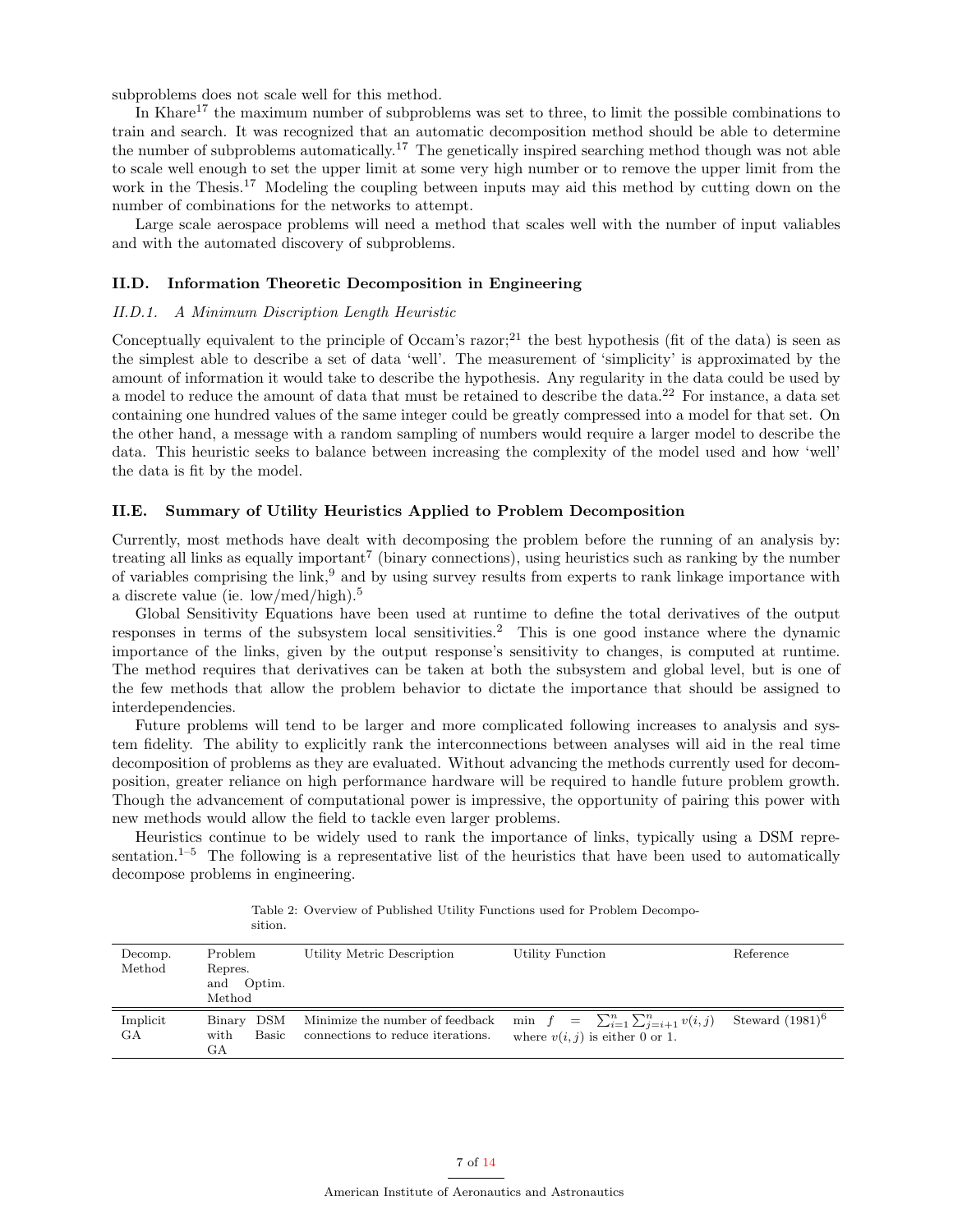subproblems does not scale well for this method.

In Khare[17] the maximum number of subproblems was set to three, to limit the possible combinations to train and search. It was recognized that an automatic decomposition method should be able to determine the number of subproblems automatically.[17] The genetically inspired searching method though was not able to scale well enough to set the upper limit at some very high number or to remove the upper limit from the work in the Thesis.[17] Modeling the coupling between inputs may aid this method by cutting down on the number of combinations for the networks to attempt.

Large scale aerospace problems will need a method that scales well with the number of input valiables and with the automated discovery of subproblems.

## II.D. Information Theoretic Decomposition in Engineering

### *II.D.1. A Minimum Discription Length Heuristic*

Conceptually equivalent to the principle of Occam's razor;[21] the best hypothesis (fit of the data) is seen as the simplest able to describe a set of data 'well'. The measurement of 'simplicity' is approximated by the amount of information it would take to describe the hypothesis. Any regularity in the data could be used by a model to reduce the amount of data that must be retained to describe the data.[22] For instance, a data set containing one hundred values of the same integer could be greatly compressed into a model for that set. On the other hand, a message with a random sampling of numbers would require a larger model to describe the data. This heuristic seeks to balance between increasing the complexity of the model used and how 'well' the data is fit by the model.

## II.E. Summary of Utility Heuristics Applied to Problem Decomposition

Currently, most methods have dealt with decomposing the problem before the running of an analysis by: treating all links as equally important[7] (binary connections), using heuristics such as ranking by the number of variables comprising the link,[9] and by using survey results from experts to rank linkage importance with a discrete value (ie. low/med/high).[5]

Global Sensitivity Equations have been used at runtime to define the total derivatives of the output responses in terms of the subsystem local sensitivities.[2] This is one good instance where the dynamic importance of the links, given by the output response's sensitivity to changes, is computed at runtime. The method requires that derivatives can be taken at both the subsystem and global level, but is one of the few methods that allow the problem behavior to dictate the importance that should be assigned to interdependencies.

Future problems will tend to be larger and more complicated following increases to analysis and system fidelity. The ability to explicitly rank the interconnections between analyses will aid in the real time decomposition of problems as they are evaluated. Without advancing the methods currently used for decomposition, greater reliance on high performance hardware will be required to handle future problem growth. Though the advancement of computational power is impressive, the opportunity of pairing this power with new methods would allow the field to tackle even larger problems.

Heuristics continue to be widely used to rank the importance of links, typically using a DSM representation.[1–5] The following is a representative list of the heuristics that have been used to automatically decompose problems in engineering.

Table 2: Overview of Published Utility Functions used for Problem Decomposition.

| Decomp. Method | Problem Repres. and Optim. Method | Utility Metric Description | Utility Function | Reference |
|---|---|---|---|---|
| Implicit GA | Binary DSM with Basic GA | Minimize the number of feedback connections to reduce iterations. | $\min \; f = \sum_{i=1}^{n} \sum_{j=i+1}^{n} v(i,j)$ where $v(i,j)$ is either 0 or 1. | Steward (1981)[6] |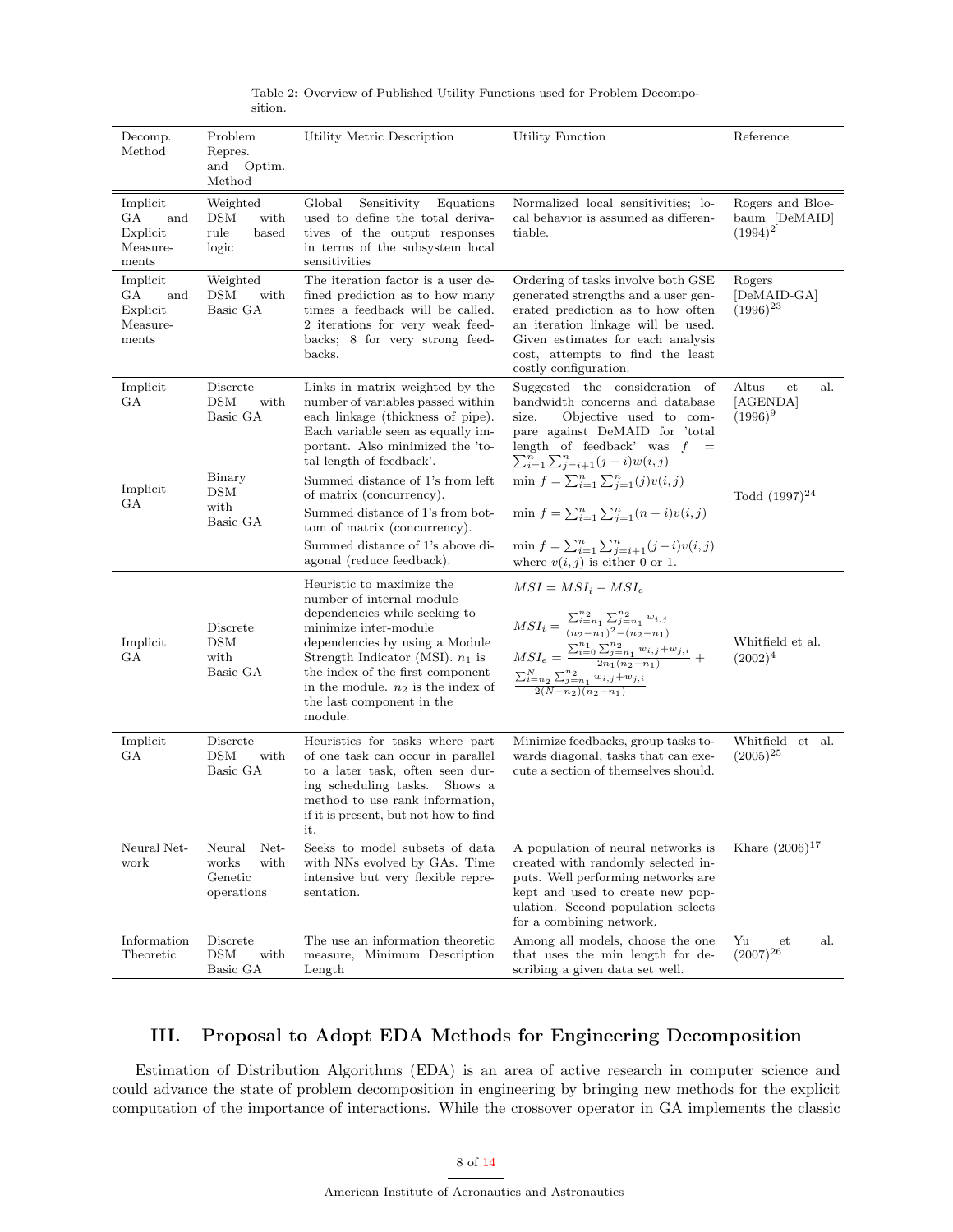Table 2: Overview of Published Utility Functions used for Problem Decomposition.

| Decomp. Method | Problem Repres. and Optim. Method | Utility Metric Description | Utility Function | Reference |
|---|---|---|---|---|
| Implicit GA and Explicit Measurements | Weighted DSM with rule based logic | Global Sensitivity Equations used to define the total derivatives of the output responses in terms of the subsystem local sensitivities | Normalized local sensitivities; local behavior is assumed as differentiable. | Rogers and Bloebaum [DeMAID] (1994)[2] |
| Implicit GA and Explicit Measurements | Weighted DSM with Basic GA | The iteration factor is a user defined prediction as to how many times a feedback will be called. 2 iterations for very weak feedbacks; 8 for very strong feedbacks. | Ordering of tasks involve both GSE generated strengths and a user generated prediction as to how often an iteration linkage will be used. Given estimates for each analysis cost, attempts to find the least costly configuration. | Rogers [DeMAID-GA] (1996)[23] |
| Implicit GA | Discrete DSM with Basic GA | Links in matrix weighted by the number of variables passed within each linkage (thickness of pipe). Each variable seen as equally important. Also minimized the 'total length of feedback'. | Suggested the consideration of bandwidth concerns and database size. Objective used to compare against DeMAID for 'total length of feedback' was $f = \sum_{i=1}^{n}\sum_{j=i+1}^{n}(j-i)w(i,j)$ | Altus et al. [AGENDA] (1996)[9] |
| Implicit GA | Binary DSM with Basic GA | Summed distance of 1's from left of matrix (concurrency). Summed distance of 1's from bottom of matrix (concurrency). Summed distance of 1's above diagonal (reduce feedback). | $\min f = \sum_{i=1}^{n}\sum_{j=1}^{n}(j)v(i,j)$ ; $\min f = \sum_{i=1}^{n}\sum_{j=1}^{n}(n-i)v(i,j)$ ; $\min f = \sum_{i=1}^{n}\sum_{j=i+1}^{n}(j-i)v(i,j)$ where $v(i,j)$ is either 0 or 1. | Todd (1997)[24] |
| Implicit GA | Discrete DSM with Basic GA | Heuristic to maximize the number of internal module dependencies while seeking to minimize inter-module dependencies by using a Module Strength Indicator (MSI). $n_1$ is the index of the first component in the module. $n_2$ is the index of the last component in the module. | $MSI = MSI_i - MSI_e$ ; $MSI_i = \frac{\sum_{i=n_1}^{n_2}\sum_{j=n_1}^{n_2} w_{i,j}}{(n_2-n_1)^2-(n_2-n_1)}$ ; $MSI_e = \frac{\sum_{i=0}^{n_1}\sum_{j=n_1}^{n_2} w_{i,j}+w_{j,i}}{2n_1(n_2-n_1)} + \frac{\sum_{i=n_2}^{N}\sum_{j=n_1}^{n_2} w_{i,j}+w_{j,i}}{2(N-n_2)(n_2-n_1)}$ | Whitfield et al. (2002)[4] |
| Implicit GA | Discrete DSM with Basic GA | Heuristics for tasks where part of one task can occur in parallel to a later task, often seen during scheduling tasks. Shows a method to use rank information, if it is present, but not how to find it. | Minimize feedbacks, group tasks towards diagonal, tasks that can execute a section of themselves should. | Whitfield et al. (2005)[25] |
| Neural Network | Neural Networks with Genetic operations | Seeks to model subsets of data with NNs evolved by GAs. Time intensive but very flexible representation. | A population of neural networks is created with randomly selected inputs. Well performing networks are kept and used to create new population. Second population selects for a combining network. | Khare (2006)[17] |
| Information Theoretic | Discrete DSM with Basic GA | The use an information theoretic measure, Minimum Description Length | Among all models, choose the one that uses the min length for describing a given data set well. | Yu et al. (2007)[26] |

## III. Proposal to Adopt EDA Methods for Engineering Decomposition

Estimation of Distribution Algorithms (EDA) is an area of active research in computer science and could advance the state of problem decomposition in engineering by bringing new methods for the explicit computation of the importance of interactions. While the crossover operator in GA implements the classic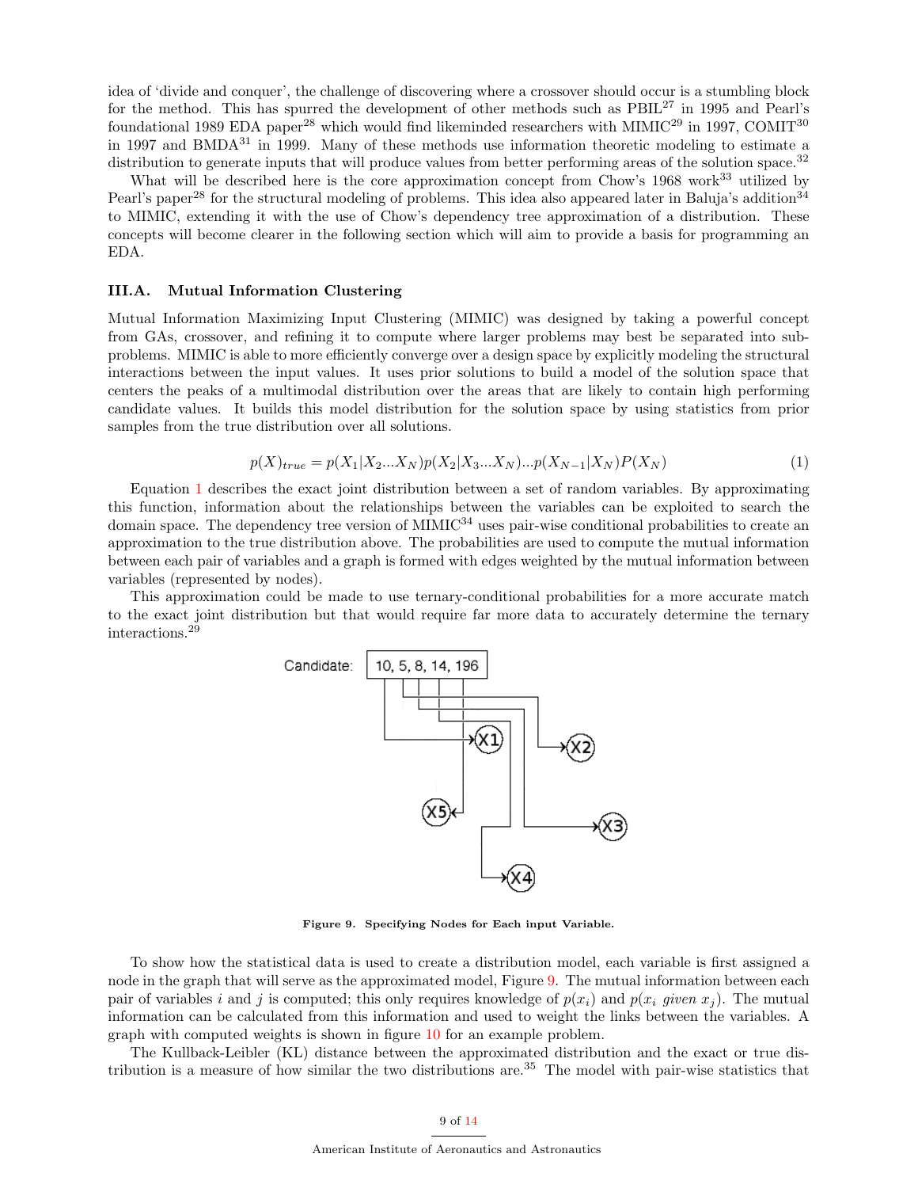idea of 'divide and conquer', the challenge of discovering where a crossover should occur is a stumbling block for the method. This has spurred the development of other methods such as PBIL[27] in 1995 and Pearl's foundational 1989 EDA paper[28] which would find likeminded researchers with MIMIC[29] in 1997, COMIT[30] in 1997 and BMDA[31] in 1999. Many of these methods use information theoretic modeling to estimate a distribution to generate inputs that will produce values from better performing areas of the solution space.[32]

What will be described here is the core approximation concept from Chow's 1968 work[33] utilized by Pearl's paper[28] for the structural modeling of problems. This idea also appeared later in Baluja's addition[34] to MIMIC, extending it with the use of Chow's dependency tree approximation of a distribution. These concepts will become clearer in the following section which will aim to provide a basis for programming an EDA.

### III.A. Mutual Information Clustering

Mutual Information Maximizing Input Clustering (MIMIC) was designed by taking a powerful concept from GAs, crossover, and refining it to compute where larger problems may best be separated into sub-problems. MIMIC is able to more efficiently converge over a design space by explicitly modeling the structural interactions between the input values. It uses prior solutions to build a model of the solution space that centers the peaks of a multimodal distribution over the areas that are likely to contain high performing candidate values. It builds this model distribution for the solution space by using statistics from prior samples from the true distribution over all solutions.

$$p(X)_{true} = p(X_1|X_2...X_N)p(X_2|X_3...X_N)...p(X_{N-1}|X_N)P(X_N) \tag{1}$$

Equation 1 describes the exact joint distribution between a set of random variables. By approximating this function, information about the relationships between the variables can be exploited to search the domain space. The dependency tree version of MIMIC[34] uses pair-wise conditional probabilities to create an approximation to the true distribution above. The probabilities are used to compute the mutual information between each pair of variables and a graph is formed with edges weighted by the mutual information between variables (represented by nodes).

This approximation could be made to use ternary-conditional probabilities for a more accurate match to the exact joint distribution but that would require far more data to accurately determine the ternary interactions.[29]

Candidate: 10, 5, 8, 14, 196

**Figure 9. Specifying Nodes for Each input Variable.**

To show how the statistical data is used to create a distribution model, each variable is first assigned a node in the graph that will serve as the approximated model, Figure 9. The mutual information between each pair of variables $i$ and $j$ is computed; this only requires knowledge of $p(x_i)$ and $p(x_i \textit{ given } x_j)$. The mutual information can be calculated from this information and used to weight the links between the variables. A graph with computed weights is shown in figure 10 for an example problem.

The Kullback-Leibler (KL) distance between the approximated distribution and the exact or true distribution is a measure of how similar the two distributions are.[35] The model with pair-wise statistics that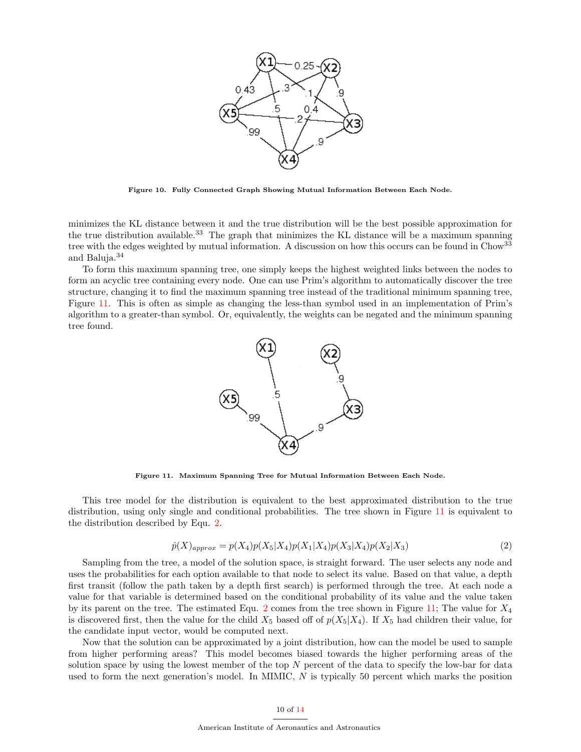Figure 10. Fully Connected Graph Showing Mutual Information Between Each Node.

minimizes the KL distance between it and the true distribution will be the best possible approximation for the true distribution available.[33] The graph that minimizes the KL distance will be a maximum spanning tree with the edges weighted by mutual information. A discussion on how this occurs can be found in Chow[33] and Baluja.[34]

To form this maximum spanning tree, one simply keeps the highest weighted links between the nodes to form an acyclic tree containing every node. One can use Prim's algorithm to automatically discover the tree structure, changing it to find the maximum spanning tree instead of the traditional minimum spanning tree, Figure 11. This is often as simple as changing the less-than symbol used in an implementation of Prim's algorithm to a greater-than symbol. Or, equivalently, the weights can be negated and the minimum spanning tree found.

Figure 11. Maximum Spanning Tree for Mutual Information Between Each Node.

This tree model for the distribution is equivalent to the best approximated distribution to the true distribution, using only single and conditional probabilities. The tree shown in Figure 11 is equivalent to the distribution described by Equ. 2.

$$\hat{p}(X)_{approx} = p(X_4)p(X_5|X_4)p(X_1|X_4)p(X_3|X_4)p(X_2|X_3) \tag{2}$$

Sampling from the tree, a model of the solution space, is straight forward. The user selects any node and uses the probabilities for each option available to that node to select its value. Based on that value, a depth first transit (follow the path taken by a depth first search) is performed through the tree. At each node a value for that variable is determined based on the conditional probability of its value and the value taken by its parent on the tree. The estimated Equ. 2 comes from the tree shown in Figure 11; The value for $X_4$ is discovered first, then the value for the child $X_5$ based off of $p(X_5|X_4)$. If $X_5$ had children their value, for the candidate input vector, would be computed next.

Now that the solution can be approximated by a joint distribution, how can the model be used to sample from higher performing areas? This model becomes biased towards the higher performing areas of the solution space by using the lowest member of the top $N$ percent of the data to specify the low-bar for data used to form the next generation's model. In MIMIC, $N$ is typically 50 percent which marks the position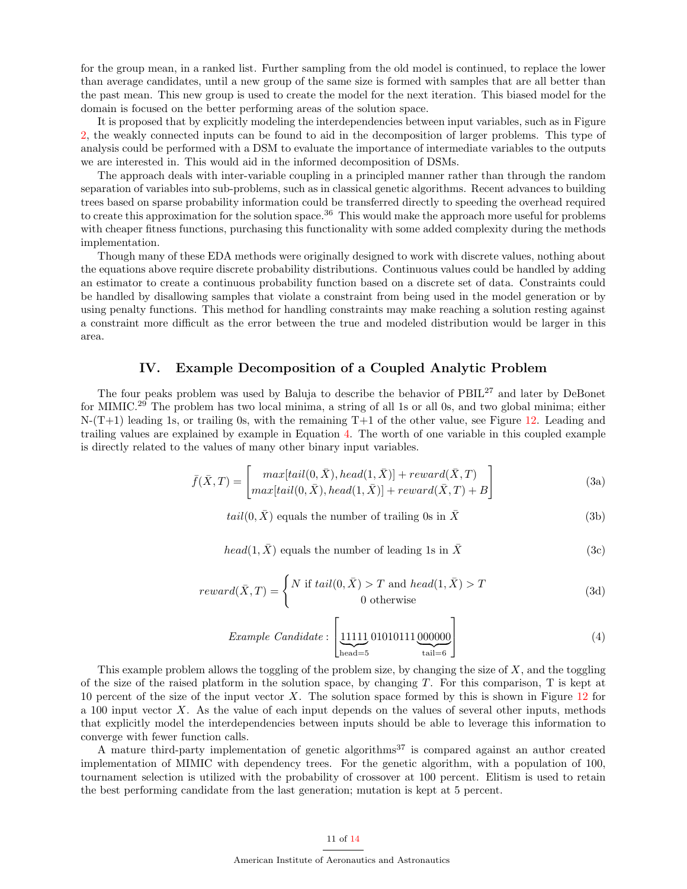for the group mean, in a ranked list. Further sampling from the old model is continued, to replace the lower than average candidates, until a new group of the same size is formed with samples that are all better than the past mean. This new group is used to create the model for the next iteration. This biased model for the domain is focused on the better performing areas of the solution space.

It is proposed that by explicitly modeling the interdependencies between input variables, such as in Figure 2, the weakly connected inputs can be found to aid in the decomposition of larger problems. This type of analysis could be performed with a DSM to evaluate the importance of intermediate variables to the outputs we are interested in. This would aid in the informed decomposition of DSMs.

The approach deals with inter-variable coupling in a principled manner rather than through the random separation of variables into sub-problems, such as in classical genetic algorithms. Recent advances to building trees based on sparse probability information could be transferred directly to speeding the overhead required to create this approximation for the solution space.[36] This would make the approach more useful for problems with cheaper fitness functions, purchasing this functionality with some added complexity during the methods implementation.

Though many of these EDA methods were originally designed to work with discrete values, nothing about the equations above require discrete probability distributions. Continuous values could be handled by adding an estimator to create a continuous probability function based on a discrete set of data. Constraints could be handled by disallowing samples that violate a constraint from being used in the model generation or by using penalty functions. This method for handling constraints may make reaching a solution resting against a constraint more difficult as the error between the true and modeled distribution would be larger in this area.

## IV. Example Decomposition of a Coupled Analytic Problem

The four peaks problem was used by Baluja to describe the behavior of PBIL[27] and later by DeBonet for MIMIC.[29] The problem has two local minima, a string of all 1s or all 0s, and two global minima; either N-(T+1) leading 1s, or trailing 0s, with the remaining T+1 of the other value, see Figure 12. Leading and trailing values are explained by example in Equation 4. The worth of one variable in this coupled example is directly related to the values of many other binary input variables.

$$\bar{f}(\bar{X}, T) = \begin{bmatrix} max[tail(0, \bar{X}), head(1, \bar{X})] + reward(\bar{X}, T) \\ max[tail(0, \bar{X}), head(1, \bar{X})] + reward(\bar{X}, T) + B \end{bmatrix} \tag{3a}$$

$$tail(0, \bar{X}) \text{ equals the number of trailing 0s in } \bar{X} \tag{3b}$$

$$head(1, \bar{X}) \text{ equals the number of leading 1s in } \bar{X} \tag{3c}$$

$$reward(\bar{X}, T) = \begin{cases} N \text{ if } tail(0, \bar{X}) > T \text{ and } head(1, \bar{X}) > T \\ 0 \text{ otherwise} \end{cases} \tag{3d}$$

$$Example\ Candidate: \left[ \underbrace{11111}_{\text{head=5}} 01010111 \underbrace{000000}_{\text{tail=6}} \right] \tag{4}$$

This example problem allows the toggling of the problem size, by changing the size of $X$, and the toggling of the size of the raised platform in the solution space, by changing $T$. For this comparison, T is kept at 10 percent of the size of the input vector $X$. The solution space formed by this is shown in Figure 12 for a 100 input vector $X$. As the value of each input depends on the values of several other inputs, methods that explicitly model the interdependencies between inputs should be able to leverage this information to converge with fewer function calls.

A mature third-party implementation of genetic algorithms[37] is compared against an author created implementation of MIMIC with dependency trees. For the genetic algorithm, with a population of 100, tournament selection is utilized with the probability of crossover at 100 percent. Elitism is used to retain the best performing candidate from the last generation; mutation is kept at 5 percent.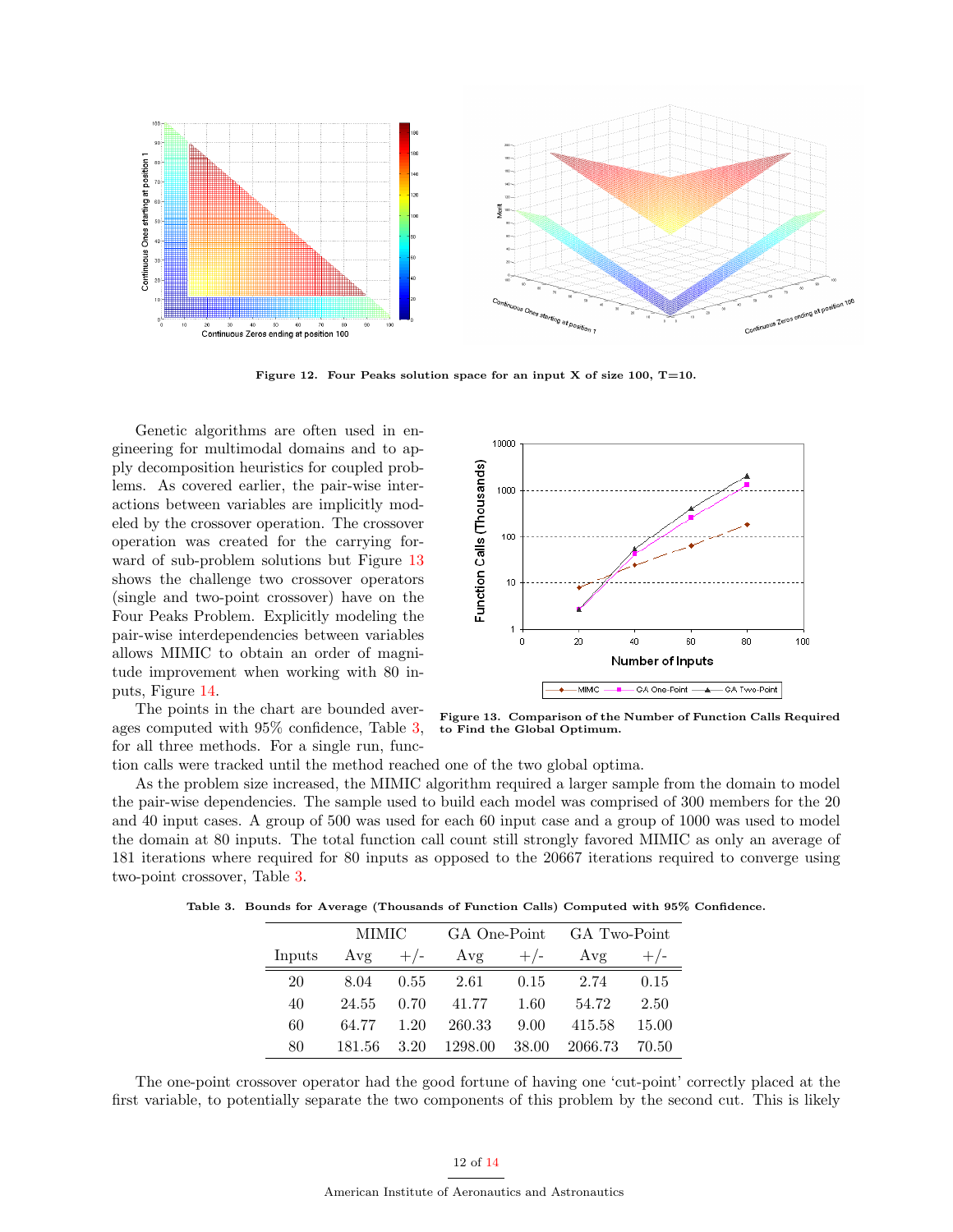Figure 12. Four Peaks solution space for an input X of size 100, T=10.

Genetic algorithms are often used in engineering for multimodal domains and to apply decomposition heuristics for coupled problems. As covered earlier, the pair-wise interactions between variables are implicitly modeled by the crossover operation. The crossover operation was created for the carrying forward of sub-problem solutions but Figure 13 shows the challenge two crossover operators (single and two-point crossover) have on the Four Peaks Problem. Explicitly modeling the pair-wise interdependencies between variables allows MIMIC to obtain an order of magnitude improvement when working with 80 inputs, Figure 14.

Figure 13. Comparison of the Number of Function Calls Required to Find the Global Optimum.

The points in the chart are bounded averages computed with 95% confidence, Table 3, for all three methods. For a single run, function calls were tracked until the method reached one of the two global optima.

As the problem size increased, the MIMIC algorithm required a larger sample from the domain to model the pair-wise dependencies. The sample used to build each model was comprised of 300 members for the 20 and 40 input cases. A group of 500 was used for each 60 input case and a group of 1000 was used to model the domain at 80 inputs. The total function call count still strongly favored MIMIC as only an average of 181 iterations where required for 80 inputs as opposed to the 20667 iterations required to converge using two-point crossover, Table 3.

Table 3. Bounds for Average (Thousands of Function Calls) Computed with 95% Confidence.

| | MIMIC | | GA One-Point | | GA Two-Point | |
|---|---|---|---|---|---|---|
| Inputs | Avg | +/- | Avg | +/- | Avg | +/- |
| 20 | 8.04 | 0.55 | 2.61 | 0.15 | 2.74 | 0.15 |
| 40 | 24.55 | 0.70 | 41.77 | 1.60 | 54.72 | 2.50 |
| 60 | 64.77 | 1.20 | 260.33 | 9.00 | 415.58 | 15.00 |
| 80 | 181.56 | 3.20 | 1298.00 | 38.00 | 2066.73 | 70.50 |

The one-point crossover operator had the good fortune of having one 'cut-point' correctly placed at the first variable, to potentially separate the two components of this problem by the second cut. This is likely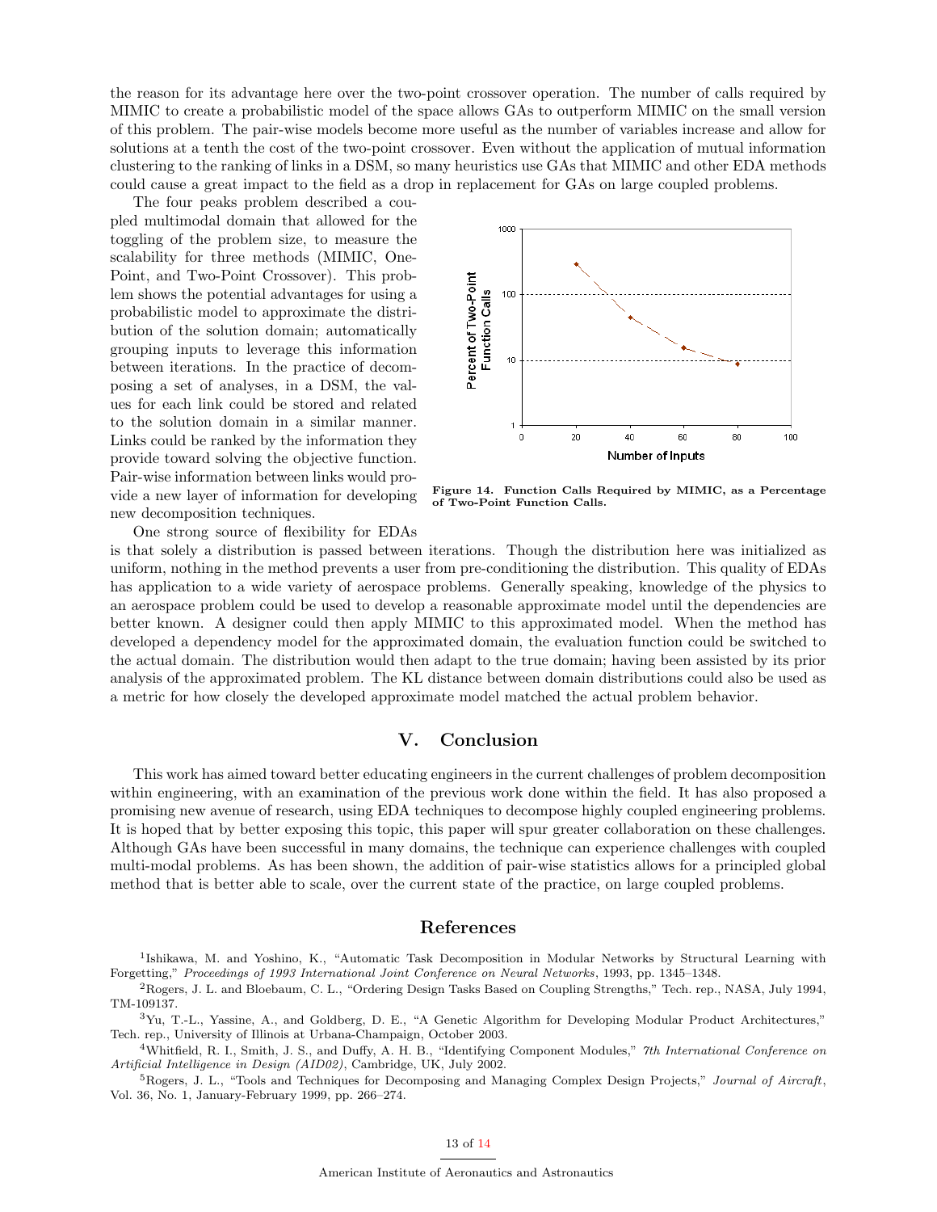the reason for its advantage here over the two-point crossover operation. The number of calls required by MIMIC to create a probabilistic model of the space allows GAs to outperform MIMIC on the small version of this problem. The pair-wise models become more useful as the number of variables increase and allow for solutions at a tenth the cost of the two-point crossover. Even without the application of mutual information clustering to the ranking of links in a DSM, so many heuristics use GAs that MIMIC and other EDA methods could cause a great impact to the field as a drop in replacement for GAs on large coupled problems.

The four peaks problem described a coupled multimodal domain that allowed for the toggling of the problem size, to measure the scalability for three methods (MIMIC, One-Point, and Two-Point Crossover). This problem shows the potential advantages for using a probabilistic model to approximate the distribution of the solution domain; automatically grouping inputs to leverage this information between iterations. In the practice of decomposing a set of analyses, in a DSM, the values for each link could be stored and related to the solution domain in a similar manner. Links could be ranked by the information they provide toward solving the objective function. Pair-wise information between links would provide a new layer of information for developing new decomposition techniques.

Percent of Two-Point Function Calls

1000

100

10

1

0 20 40 60 80 100

Number of Inputs

**Figure 14. Function Calls Required by MIMIC, as a Percentage of Two-Point Function Calls.**

One strong source of flexibility for EDAs is that solely a distribution is passed between iterations. Though the distribution here was initialized as uniform, nothing in the method prevents a user from pre-conditioning the distribution. This quality of EDAs has application to a wide variety of aerospace problems. Generally speaking, knowledge of the physics to an aerospace problem could be used to develop a reasonable approximate model until the dependencies are better known. A designer could then apply MIMIC to this approximated model. When the method has developed a dependency model for the approximated domain, the evaluation function could be switched to the actual domain. The distribution would then adapt to the true domain; having been assisted by its prior analysis of the approximated problem. The KL distance between domain distributions could also be used as a metric for how closely the developed approximate model matched the actual problem behavior.

## V. Conclusion

This work has aimed toward better educating engineers in the current challenges of problem decomposition within engineering, with an examination of the previous work done within the field. It has also proposed a promising new avenue of research, using EDA techniques to decompose highly coupled engineering problems. It is hoped that by better exposing this topic, this paper will spur greater collaboration on these challenges. Although GAs have been successful in many domains, the technique can experience challenges with coupled multi-modal problems. As has been shown, the addition of pair-wise statistics allows for a principled global method that is better able to scale, over the current state of the practice, on large coupled problems.

## References

[1]Ishikawa, M. and Yoshino, K., "Automatic Task Decomposition in Modular Networks by Structural Learning with Forgetting," *Proceedings of 1993 International Joint Conference on Neural Networks*, 1993, pp. 1345–1348.

[2]Rogers, J. L. and Bloebaum, C. L., "Ordering Design Tasks Based on Coupling Strengths," Tech. rep., NASA, July 1994, TM-109137.

[3]Yu, T.-L., Yassine, A., and Goldberg, D. E., "A Genetic Algorithm for Developing Modular Product Architectures," Tech. rep., University of Illinois at Urbana-Champaign, October 2003.

[4]Whitfield, R. I., Smith, J. S., and Duffy, A. H. B., "Identifying Component Modules," *7th International Conference on Artificial Intelligence in Design (AID02)*, Cambridge, UK, July 2002.

[5]Rogers, J. L., "Tools and Techniques for Decomposing and Managing Complex Design Projects," *Journal of Aircraft*, Vol. 36, No. 1, January-February 1999, pp. 266–274.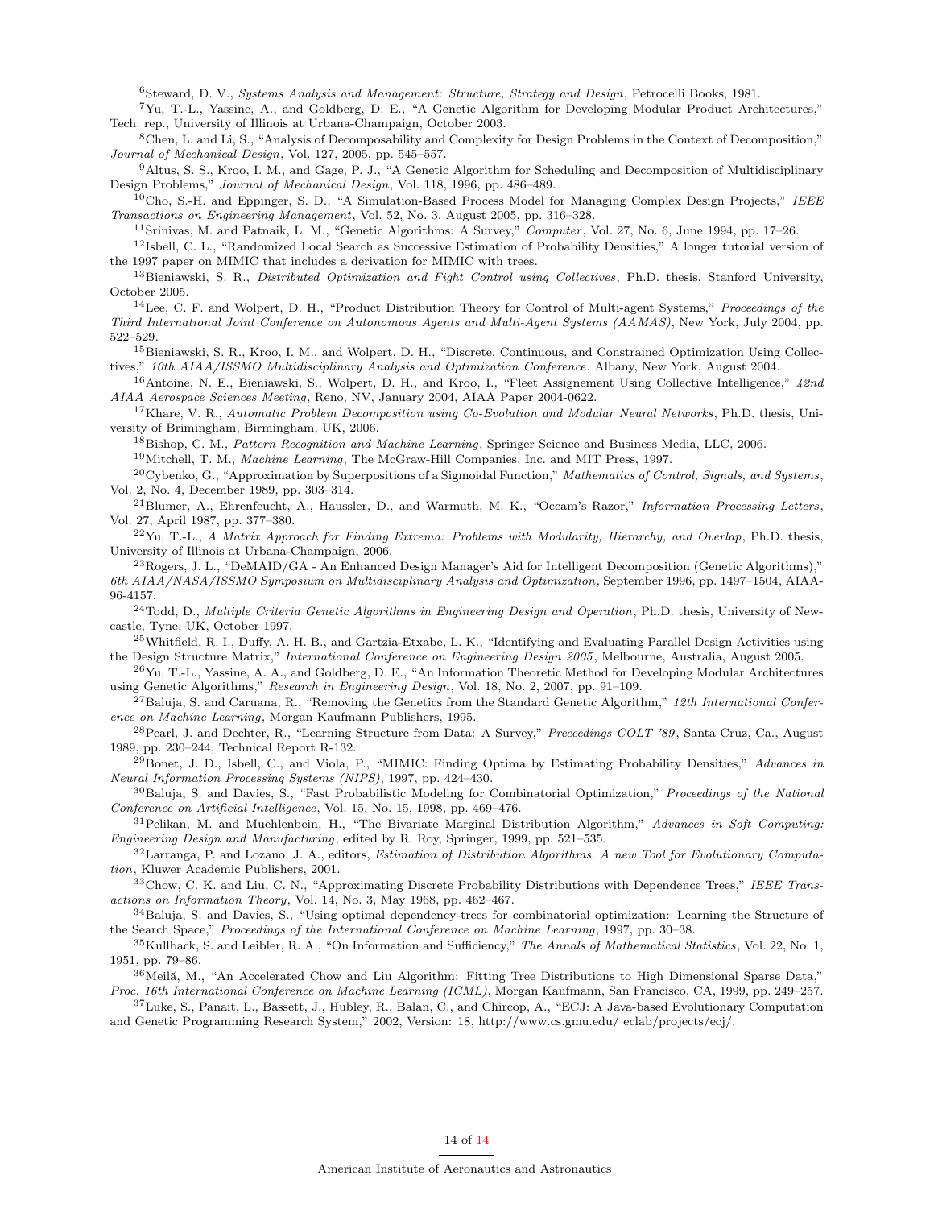[6] Steward, D. V., *Systems Analysis and Management: Structure, Strategy and Design*, Petrocelli Books, 1981.

[7] Yu, T.-L., Yassine, A., and Goldberg, D. E., "A Genetic Algorithm for Developing Modular Product Architectures," Tech. rep., University of Illinois at Urbana-Champaign, October 2003.

[8] Chen, L. and Li, S., "Analysis of Decomposability and Complexity for Design Problems in the Context of Decomposition," *Journal of Mechanical Design*, Vol. 127, 2005, pp. 545–557.

[9] Altus, S. S., Kroo, I. M., and Gage, P. J., "A Genetic Algorithm for Scheduling and Decomposition of Multidisciplinary Design Problems," *Journal of Mechanical Design*, Vol. 118, 1996, pp. 486–489.

[10] Cho, S.-H. and Eppinger, S. D., "A Simulation-Based Process Model for Managing Complex Design Projects," *IEEE Transactions on Engineering Management*, Vol. 52, No. 3, August 2005, pp. 316–328.

[11] Srinivas, M. and Patnaik, L. M., "Genetic Algorithms: A Survey," *Computer*, Vol. 27, No. 6, June 1994, pp. 17–26.

[12] Isbell, C. L., "Randomized Local Search as Successive Estimation of Probability Densities," A longer tutorial version of the 1997 paper on MIMIC that includes a derivation for MIMIC with trees.

[13] Bieniawski, S. R., *Distributed Optimization and Fight Control using Collectives*, Ph.D. thesis, Stanford University, October 2005.

[14] Lee, C. F. and Wolpert, D. H., "Product Distribution Theory for Control of Multi-agent Systems," *Proceedings of the Third International Joint Conference on Autonomous Agents and Multi-Agent Systems (AAMAS)*, New York, July 2004, pp. 522–529.

[15] Bieniawski, S. R., Kroo, I. M., and Wolpert, D. H., "Discrete, Continuous, and Constrained Optimization Using Collectives," *10th AIAA/ISSMO Multidisciplinary Analysis and Optimization Conference*, Albany, New York, August 2004.

[16] Antoine, N. E., Bieniawski, S., Wolpert, D. H., and Kroo, I., "Fleet Assignement Using Collective Intelligence," *42nd AIAA Aerospace Sciences Meeting*, Reno, NV, January 2004, AIAA Paper 2004-0622.

[17] Khare, V. R., *Automatic Problem Decomposition using Co-Evolution and Modular Neural Networks*, Ph.D. thesis, University of Brimingham, Birmingham, UK, 2006.

[18] Bishop, C. M., *Pattern Recognition and Machine Learning*, Springer Science and Business Media, LLC, 2006.

[19] Mitchell, T. M., *Machine Learning*, The McGraw-Hill Companies, Inc. and MIT Press, 1997.

[20] Cybenko, G., "Approximation by Superpositions of a Sigmoidal Function," *Mathematics of Control, Signals, and Systems*, Vol. 2, No. 4, December 1989, pp. 303–314.

[21] Blumer, A., Ehrenfeucht, A., Haussler, D., and Warmuth, M. K., "Occam's Razor," *Information Processing Letters*, Vol. 27, April 1987, pp. 377–380.

[22] Yu, T.-L., *A Matrix Approach for Finding Extrema: Problems with Modularity, Hierarchy, and Overlap*, Ph.D. thesis, University of Illinois at Urbana-Champaign, 2006.

[23] Rogers, J. L., "DeMAID/GA - An Enhanced Design Manager's Aid for Intelligent Decomposition (Genetic Algorithms)," *6th AIAA/NASA/ISSMO Symposium on Multidisciplinary Analysis and Optimization*, September 1996, pp. 1497–1504, AIAA-96-4157.

[24] Todd, D., *Multiple Criteria Genetic Algorithms in Engineering Design and Operation*, Ph.D. thesis, University of Newcastle, Tyne, UK, October 1997.

[25] Whitfield, R. I., Duffy, A. H. B., and Gartzia-Etxabe, L. K., "Identifying and Evaluating Parallel Design Activities using the Design Structure Matrix," *International Conference on Engineering Design 2005*, Melbourne, Australia, August 2005.

[26] Yu, T.-L., Yassine, A. A., and Goldberg, D. E., "An Information Theoretic Method for Developing Modular Architectures using Genetic Algorithms," *Research in Engineering Design*, Vol. 18, No. 2, 2007, pp. 91–109.

[27] Baluja, S. and Caruana, R., "Removing the Genetics from the Standard Genetic Algorithm," *12th International Conference on Machine Learning*, Morgan Kaufmann Publishers, 1995.

[28] Pearl, J. and Dechter, R., "Learning Structure from Data: A Survey," *Preceedings COLT '89*, Santa Cruz, Ca., August 1989, pp. 230–244, Technical Report R-132.

[29] Bonet, J. D., Isbell, C., and Viola, P., "MIMIC: Finding Optima by Estimating Probability Densities," *Advances in Neural Information Processing Systems (NIPS)*, 1997, pp. 424–430.

[30] Baluja, S. and Davies, S., "Fast Probabilistic Modeling for Combinatorial Optimization," *Proceedings of the National Conference on Artificial Intelligence*, Vol. 15, No. 15, 1998, pp. 469–476.

[31] Pelikan, M. and Muehlenbein, H., "The Bivariate Marginal Distribution Algorithm," *Advances in Soft Computing: Engineering Design and Manufacturing*, edited by R. Roy, Springer, 1999, pp. 521–535.

[32] Larranga, P. and Lozano, J. A., editors, *Estimation of Distribution Algorithms. A new Tool for Evolutionary Computation*, Kluwer Academic Publishers, 2001.

[33] Chow, C. K. and Liu, C. N., "Approximating Discrete Probability Distributions with Dependence Trees," *IEEE Transactions on Information Theory*, Vol. 14, No. 3, May 1968, pp. 462–467.

[34] Baluja, S. and Davies, S., "Using optimal dependency-trees for combinatorial optimization: Learning the Structure of the Search Space," *Proceedings of the International Conference on Machine Learning*, 1997, pp. 30–38.

[35] Kullback, S. and Leibler, R. A., "On Information and Sufficiency," *The Annals of Mathematical Statistics*, Vol. 22, No. 1, 1951, pp. 79–86.

[36] Meilă, M., "An Accelerated Chow and Liu Algorithm: Fitting Tree Distributions to High Dimensional Sparse Data," *Proc. 16th International Conference on Machine Learning (ICML)*, Morgan Kaufmann, San Francisco, CA, 1999, pp. 249–257.

[37] Luke, S., Panait, L., Bassett, J., Hubley, R., Balan, C., and Chircop, A., "ECJ: A Java-based Evolutionary Computation and Genetic Programming Research System," 2002, Version: 18, http://www.cs.gmu.edu/ eclab/projects/ecj/.